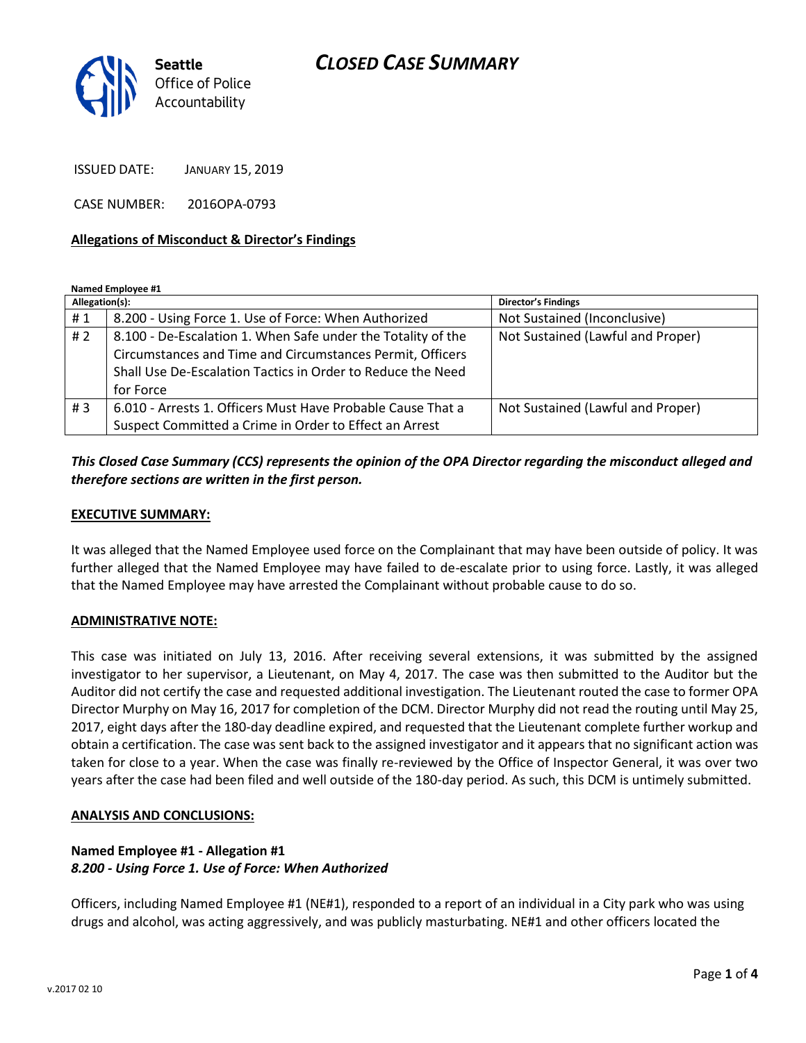# CLOSED CASE SUMMARY

Seattle Office of Police Accountability

ISSUED DATE: JANUARY 15, 2019

CASE NUMBER: 2016OPA-0793

**Allegations of Misconduct & Director's Findings**

**Named Employee #1**

| Allegation(s): | | Director's Findings |
|---|---|---|
| # 1 | 8.200 - Using Force 1. Use of Force: When Authorized | Not Sustained (Inconclusive) |
| # 2 | 8.100 - De-Escalation 1. When Safe under the Totality of the Circumstances and Time and Circumstances Permit, Officers Shall Use De-Escalation Tactics in Order to Reduce the Need for Force | Not Sustained (Lawful and Proper) |
| # 3 | 6.010 - Arrests 1. Officers Must Have Probable Cause That a Suspect Committed a Crime in Order to Effect an Arrest | Not Sustained (Lawful and Proper) |

***This Closed Case Summary (CCS) represents the opinion of the OPA Director regarding the misconduct alleged and therefore sections are written in the first person.***

**EXECUTIVE SUMMARY:**

It was alleged that the Named Employee used force on the Complainant that may have been outside of policy. It was further alleged that the Named Employee may have failed to de-escalate prior to using force. Lastly, it was alleged that the Named Employee may have arrested the Complainant without probable cause to do so.

**ADMINISTRATIVE NOTE:**

This case was initiated on July 13, 2016. After receiving several extensions, it was submitted by the assigned investigator to her supervisor, a Lieutenant, on May 4, 2017. The case was then submitted to the Auditor but the Auditor did not certify the case and requested additional investigation. The Lieutenant routed the case to former OPA Director Murphy on May 16, 2017 for completion of the DCM. Director Murphy did not read the routing until May 25, 2017, eight days after the 180-day deadline expired, and requested that the Lieutenant complete further workup and obtain a certification. The case was sent back to the assigned investigator and it appears that no significant action was taken for close to a year. When the case was finally re-reviewed by the Office of Inspector General, it was over two years after the case had been filed and well outside of the 180-day period. As such, this DCM is untimely submitted.

**ANALYSIS AND CONCLUSIONS:**

**Named Employee #1 - Allegation #1**
***8.200 - Using Force 1. Use of Force: When Authorized***

Officers, including Named Employee #1 (NE#1), responded to a report of an individual in a City park who was using drugs and alcohol, was acting aggressively, and was publicly masturbating. NE#1 and other officers located the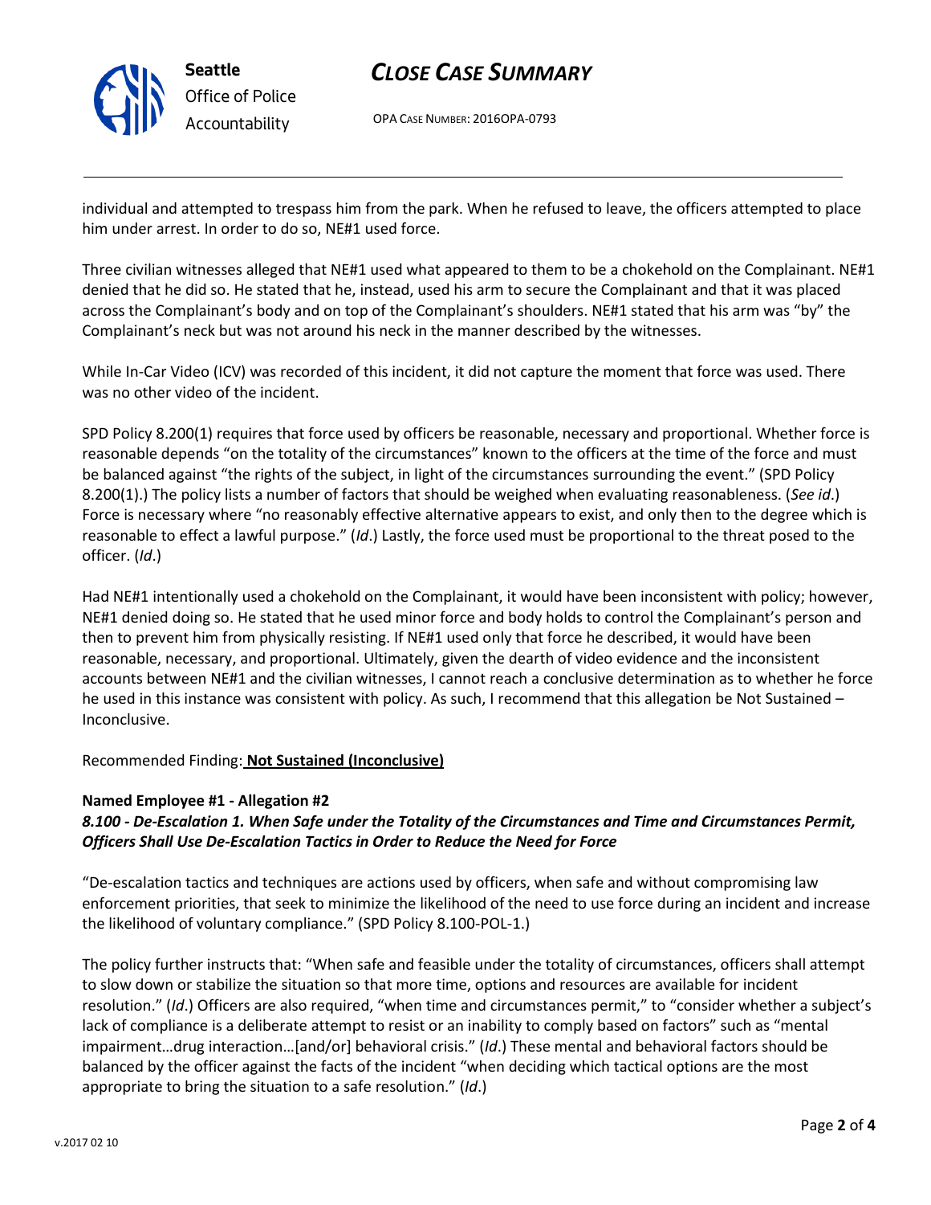individual and attempted to trespass him from the park. When he refused to leave, the officers attempted to place him under arrest. In order to do so, NE#1 used force.

Three civilian witnesses alleged that NE#1 used what appeared to them to be a chokehold on the Complainant. NE#1 denied that he did so. He stated that he, instead, used his arm to secure the Complainant and that it was placed across the Complainant's body and on top of the Complainant's shoulders. NE#1 stated that his arm was "by" the Complainant's neck but was not around his neck in the manner described by the witnesses.

While In-Car Video (ICV) was recorded of this incident, it did not capture the moment that force was used. There was no other video of the incident.

SPD Policy 8.200(1) requires that force used by officers be reasonable, necessary and proportional. Whether force is reasonable depends "on the totality of the circumstances" known to the officers at the time of the force and must be balanced against "the rights of the subject, in light of the circumstances surrounding the event." (SPD Policy 8.200(1).) The policy lists a number of factors that should be weighed when evaluating reasonableness. (*See id*.) Force is necessary where "no reasonably effective alternative appears to exist, and only then to the degree which is reasonable to effect a lawful purpose." (*Id*.) Lastly, the force used must be proportional to the threat posed to the officer. (*Id*.)

Had NE#1 intentionally used a chokehold on the Complainant, it would have been inconsistent with policy; however, NE#1 denied doing so. He stated that he used minor force and body holds to control the Complainant's person and then to prevent him from physically resisting. If NE#1 used only that force he described, it would have been reasonable, necessary, and proportional. Ultimately, given the dearth of video evidence and the inconsistent accounts between NE#1 and the civilian witnesses, I cannot reach a conclusive determination as to whether he force he used in this instance was consistent with policy. As such, I recommend that this allegation be Not Sustained – Inconclusive.

Recommended Finding: **Not Sustained (Inconclusive)**

**Named Employee #1 - Allegation #2**
***8.100 - De-Escalation 1. When Safe under the Totality of the Circumstances and Time and Circumstances Permit, Officers Shall Use De-Escalation Tactics in Order to Reduce the Need for Force***

"De-escalation tactics and techniques are actions used by officers, when safe and without compromising law enforcement priorities, that seek to minimize the likelihood of the need to use force during an incident and increase the likelihood of voluntary compliance." (SPD Policy 8.100-POL-1.)

The policy further instructs that: "When safe and feasible under the totality of circumstances, officers shall attempt to slow down or stabilize the situation so that more time, options and resources are available for incident resolution." (*Id*.) Officers are also required, "when time and circumstances permit," to "consider whether a subject's lack of compliance is a deliberate attempt to resist or an inability to comply based on factors" such as "mental impairment…drug interaction…[and/or] behavioral crisis." (*Id*.) These mental and behavioral factors should be balanced by the officer against the facts of the incident "when deciding which tactical options are the most appropriate to bring the situation to a safe resolution." (*Id*.)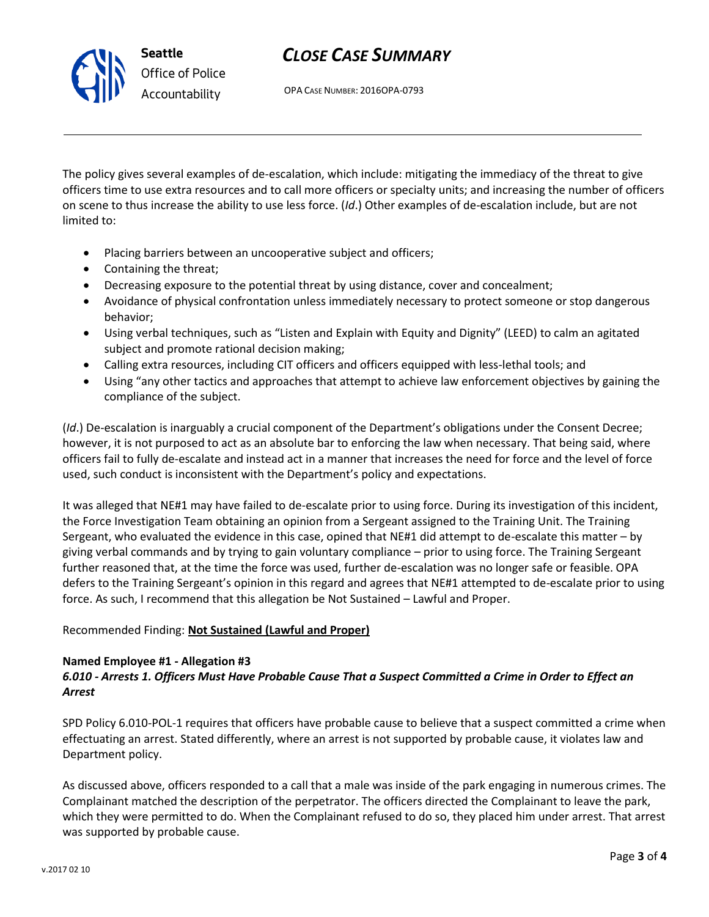The policy gives several examples of de-escalation, which include: mitigating the immediacy of the threat to give officers time to use extra resources and to call more officers or specialty units; and increasing the number of officers on scene to thus increase the ability to use less force. (*Id*.) Other examples of de-escalation include, but are not limited to:

- Placing barriers between an uncooperative subject and officers;
- Containing the threat;
- Decreasing exposure to the potential threat by using distance, cover and concealment;
- Avoidance of physical confrontation unless immediately necessary to protect someone or stop dangerous behavior;
- Using verbal techniques, such as "Listen and Explain with Equity and Dignity" (LEED) to calm an agitated subject and promote rational decision making;
- Calling extra resources, including CIT officers and officers equipped with less-lethal tools; and
- Using "any other tactics and approaches that attempt to achieve law enforcement objectives by gaining the compliance of the subject.

(*Id*.) De-escalation is inarguably a crucial component of the Department's obligations under the Consent Decree; however, it is not purposed to act as an absolute bar to enforcing the law when necessary. That being said, where officers fail to fully de-escalate and instead act in a manner that increases the need for force and the level of force used, such conduct is inconsistent with the Department's policy and expectations.

It was alleged that NE#1 may have failed to de-escalate prior to using force. During its investigation of this incident, the Force Investigation Team obtaining an opinion from a Sergeant assigned to the Training Unit. The Training Sergeant, who evaluated the evidence in this case, opined that NE#1 did attempt to de-escalate this matter – by giving verbal commands and by trying to gain voluntary compliance – prior to using force. The Training Sergeant further reasoned that, at the time the force was used, further de-escalation was no longer safe or feasible. OPA defers to the Training Sergeant's opinion in this regard and agrees that NE#1 attempted to de-escalate prior to using force. As such, I recommend that this allegation be Not Sustained – Lawful and Proper.

Recommended Finding: **Not Sustained (Lawful and Proper)**

**Named Employee #1 - Allegation #3**
***6.010 - Arrests 1. Officers Must Have Probable Cause That a Suspect Committed a Crime in Order to Effect an Arrest***

SPD Policy 6.010-POL-1 requires that officers have probable cause to believe that a suspect committed a crime when effectuating an arrest. Stated differently, where an arrest is not supported by probable cause, it violates law and Department policy.

As discussed above, officers responded to a call that a male was inside of the park engaging in numerous crimes. The Complainant matched the description of the perpetrator. The officers directed the Complainant to leave the park, which they were permitted to do. When the Complainant refused to do so, they placed him under arrest. That arrest was supported by probable cause.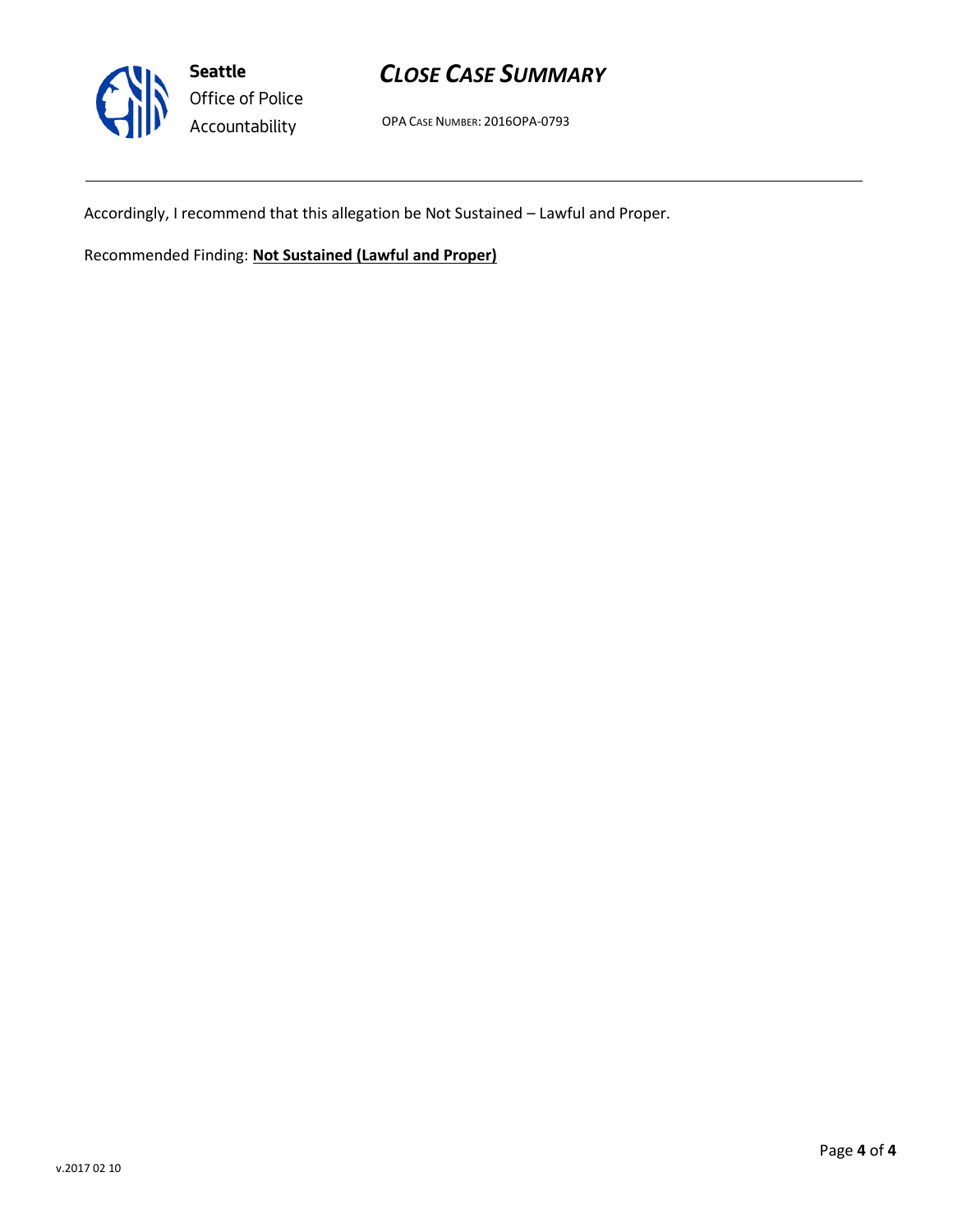Accordingly, I recommend that this allegation be Not Sustained – Lawful and Proper.

Recommended Finding: **Not Sustained (Lawful and Proper)**